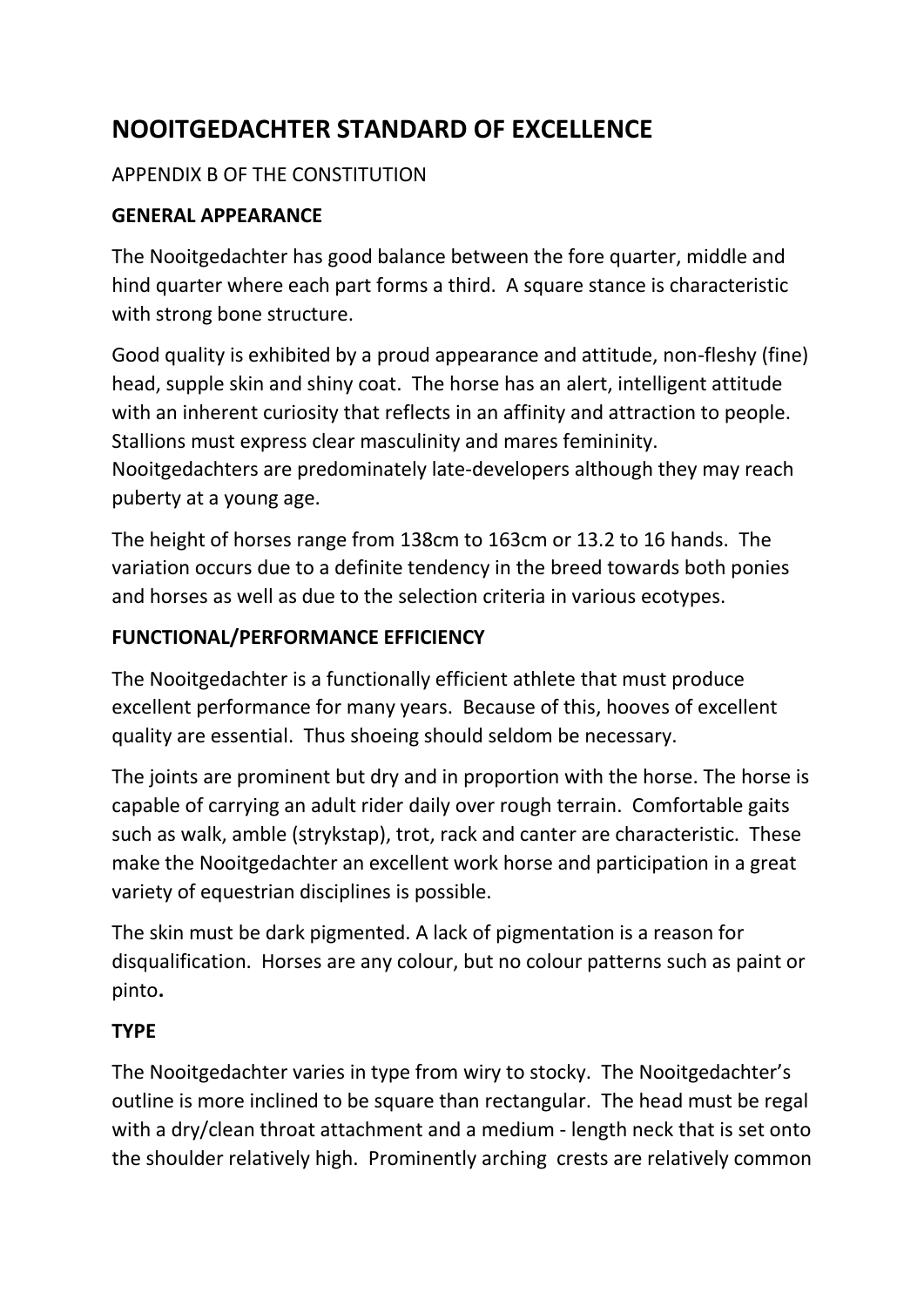# NOOITGEDACHTER STANDARD OF EXCELLENCE

APPENDIX B OF THE CONSTITUTION

## GENERAL APPEARANCE

The Nooitgedachter has good balance between the fore quarter, middle and hind quarter where each part forms a third. A square stance is characteristic with strong bone structure.

Good quality is exhibited by a proud appearance and attitude, non-fleshy (fine) head, supple skin and shiny coat. The horse has an alert, intelligent attitude with an inherent curiosity that reflects in an affinity and attraction to people. Stallions must express clear masculinity and mares femininity. Nooitgedachters are predominately late-developers although they may reach puberty at a young age.

The height of horses range from 138cm to 163cm or 13.2 to 16 hands. The variation occurs due to a definite tendency in the breed towards both ponies and horses as well as due to the selection criteria in various ecotypes.

## FUNCTIONAL/PERFORMANCE EFFICIENCY

The Nooitgedachter is a functionally efficient athlete that must produce excellent performance for many years. Because of this, hooves of excellent quality are essential. Thus shoeing should seldom be necessary.

The joints are prominent but dry and in proportion with the horse. The horse is capable of carrying an adult rider daily over rough terrain. Comfortable gaits such as walk, amble (strykstap), trot, rack and canter are characteristic. These make the Nooitgedachter an excellent work horse and participation in a great variety of equestrian disciplines is possible.

The skin must be dark pigmented. A lack of pigmentation is a reason for disqualification. Horses are any colour, but no colour patterns such as paint or pinto**.**

## TYPE

The Nooitgedachter varies in type from wiry to stocky. The Nooitgedachter's outline is more inclined to be square than rectangular. The head must be regal with a dry/clean throat attachment and a medium - length neck that is set onto the shoulder relatively high. Prominently arching crests are relatively common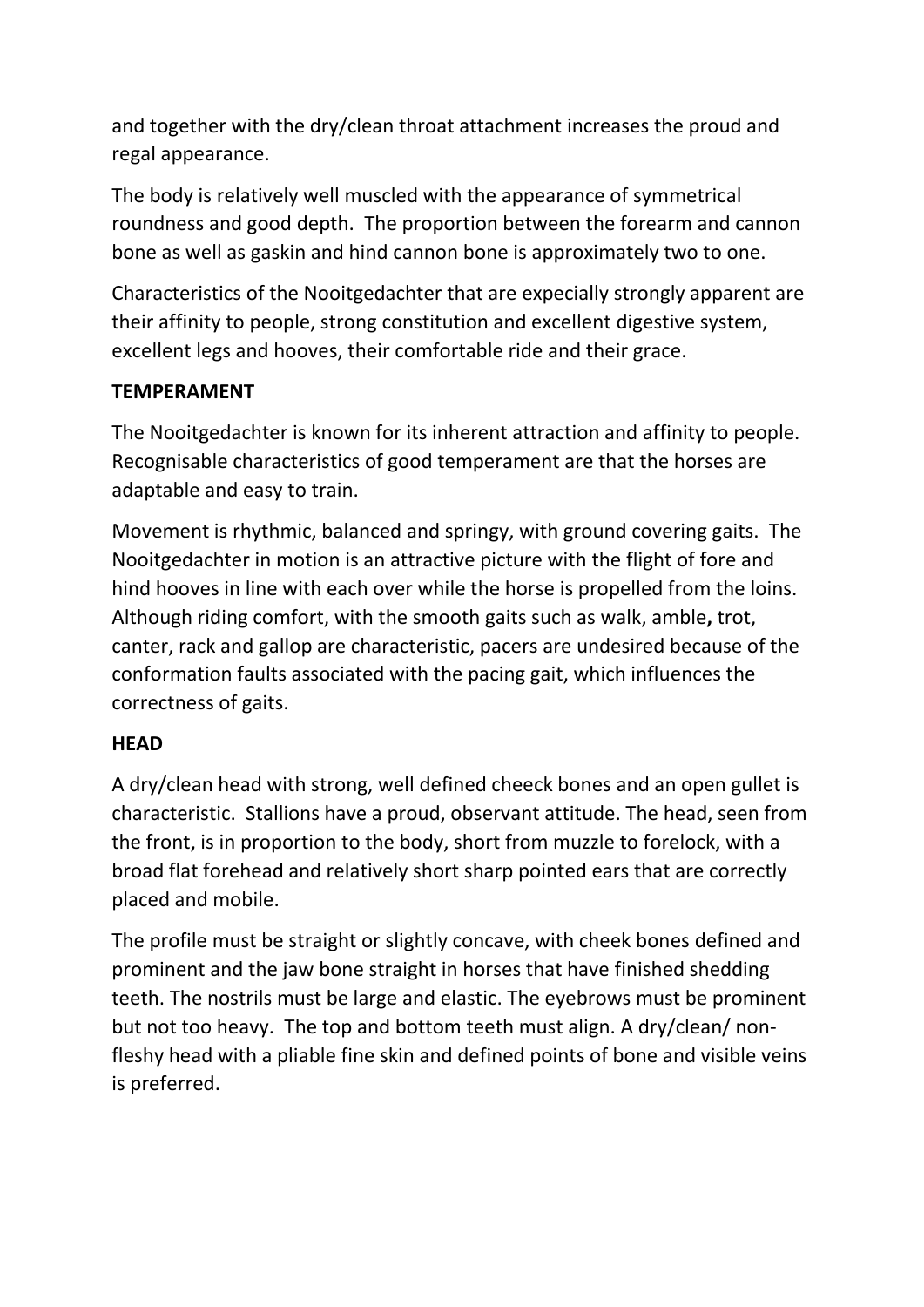and together with the dry/clean throat attachment increases the proud and regal appearance.

The body is relatively well muscled with the appearance of symmetrical roundness and good depth. The proportion between the forearm and cannon bone as well as gaskin and hind cannon bone is approximately two to one.

Characteristics of the Nooitgedachter that are expecially strongly apparent are their affinity to people, strong constitution and excellent digestive system, excellent legs and hooves, their comfortable ride and their grace.

**TEMPERAMENT**

The Nooitgedachter is known for its inherent attraction and affinity to people. Recognisable characteristics of good temperament are that the horses are adaptable and easy to train.

Movement is rhythmic, balanced and springy, with ground covering gaits. The Nooitgedachter in motion is an attractive picture with the flight of fore and hind hooves in line with each over while the horse is propelled from the loins. Although riding comfort, with the smooth gaits such as walk, amble**,** trot, canter, rack and gallop are characteristic, pacers are undesired because of the conformation faults associated with the pacing gait, which influences the correctness of gaits.

**HEAD**

A dry/clean head with strong, well defined cheeck bones and an open gullet is characteristic. Stallions have a proud, observant attitude. The head, seen from the front, is in proportion to the body, short from muzzle to forelock, with a broad flat forehead and relatively short sharp pointed ears that are correctly placed and mobile.

The profile must be straight or slightly concave, with cheek bones defined and prominent and the jaw bone straight in horses that have finished shedding teeth. The nostrils must be large and elastic. The eyebrows must be prominent but not too heavy. The top and bottom teeth must align. A dry/clean/ non-fleshy head with a pliable fine skin and defined points of bone and visible veins is preferred.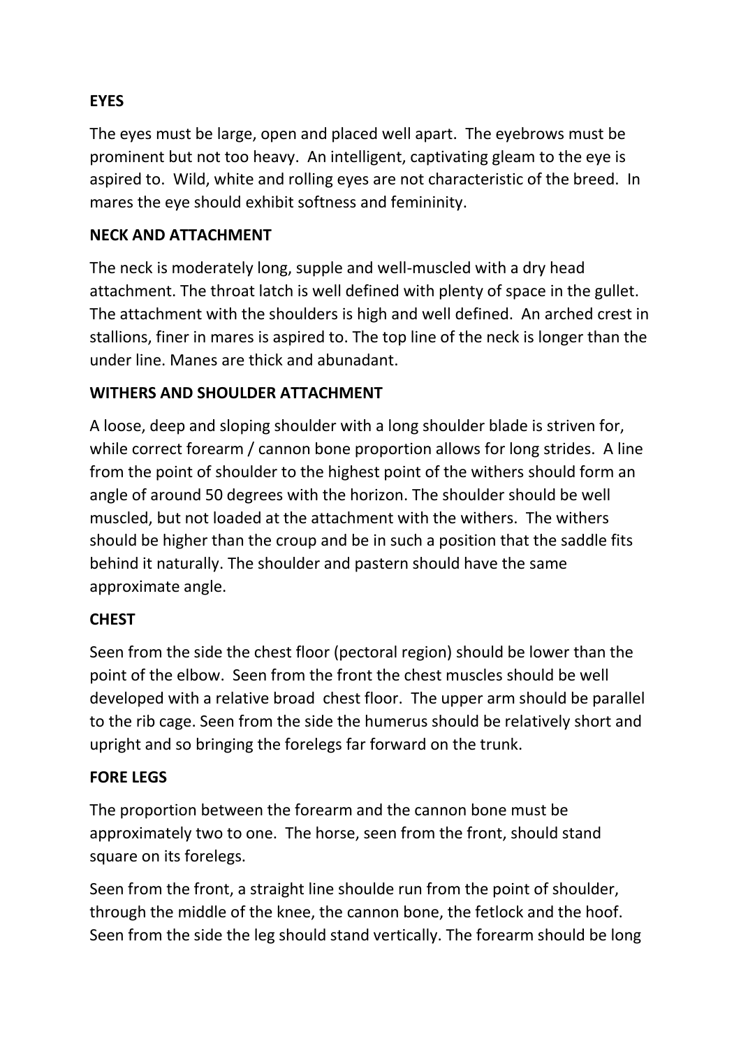**EYES**

The eyes must be large, open and placed well apart. The eyebrows must be prominent but not too heavy. An intelligent, captivating gleam to the eye is aspired to. Wild, white and rolling eyes are not characteristic of the breed. In mares the eye should exhibit softness and femininity.

**NECK AND ATTACHMENT**

The neck is moderately long, supple and well-muscled with a dry head attachment. The throat latch is well defined with plenty of space in the gullet. The attachment with the shoulders is high and well defined. An arched crest in stallions, finer in mares is aspired to. The top line of the neck is longer than the under line. Manes are thick and abunadant.

**WITHERS AND SHOULDER ATTACHMENT**

A loose, deep and sloping shoulder with a long shoulder blade is striven for, while correct forearm / cannon bone proportion allows for long strides. A line from the point of shoulder to the highest point of the withers should form an angle of around 50 degrees with the horizon. The shoulder should be well muscled, but not loaded at the attachment with the withers. The withers should be higher than the croup and be in such a position that the saddle fits behind it naturally. The shoulder and pastern should have the same approximate angle.

**CHEST**

Seen from the side the chest floor (pectoral region) should be lower than the point of the elbow. Seen from the front the chest muscles should be well developed with a relative broad chest floor. The upper arm should be parallel to the rib cage. Seen from the side the humerus should be relatively short and upright and so bringing the forelegs far forward on the trunk.

**FORE LEGS**

The proportion between the forearm and the cannon bone must be approximately two to one. The horse, seen from the front, should stand square on its forelegs.

Seen from the front, a straight line shoulde run from the point of shoulder, through the middle of the knee, the cannon bone, the fetlock and the hoof. Seen from the side the leg should stand vertically. The forearm should be long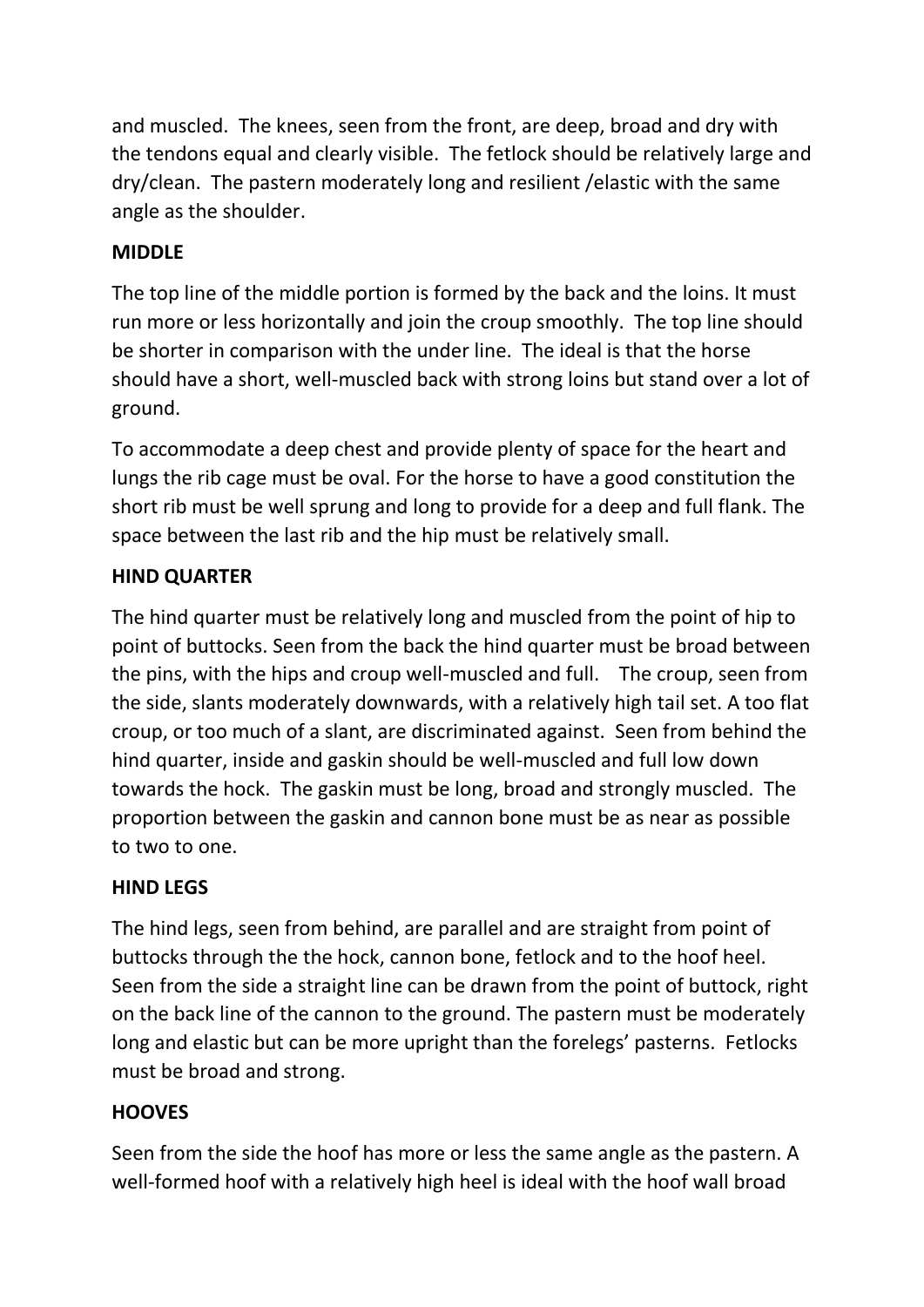and muscled. The knees, seen from the front, are deep, broad and dry with the tendons equal and clearly visible. The fetlock should be relatively large and dry/clean. The pastern moderately long and resilient /elastic with the same angle as the shoulder.

**MIDDLE**

The top line of the middle portion is formed by the back and the loins. It must run more or less horizontally and join the croup smoothly. The top line should be shorter in comparison with the under line. The ideal is that the horse should have a short, well-muscled back with strong loins but stand over a lot of ground.

To accommodate a deep chest and provide plenty of space for the heart and lungs the rib cage must be oval. For the horse to have a good constitution the short rib must be well sprung and long to provide for a deep and full flank. The space between the last rib and the hip must be relatively small.

**HIND QUARTER**

The hind quarter must be relatively long and muscled from the point of hip to point of buttocks. Seen from the back the hind quarter must be broad between the pins, with the hips and croup well-muscled and full. The croup, seen from the side, slants moderately downwards, with a relatively high tail set. A too flat croup, or too much of a slant, are discriminated against. Seen from behind the hind quarter, inside and gaskin should be well-muscled and full low down towards the hock. The gaskin must be long, broad and strongly muscled. The proportion between the gaskin and cannon bone must be as near as possible to two to one.

**HIND LEGS**

The hind legs, seen from behind, are parallel and are straight from point of buttocks through the the hock, cannon bone, fetlock and to the hoof heel. Seen from the side a straight line can be drawn from the point of buttock, right on the back line of the cannon to the ground. The pastern must be moderately long and elastic but can be more upright than the forelegs' pasterns. Fetlocks must be broad and strong.

**HOOVES**

Seen from the side the hoof has more or less the same angle as the pastern. A well-formed hoof with a relatively high heel is ideal with the hoof wall broad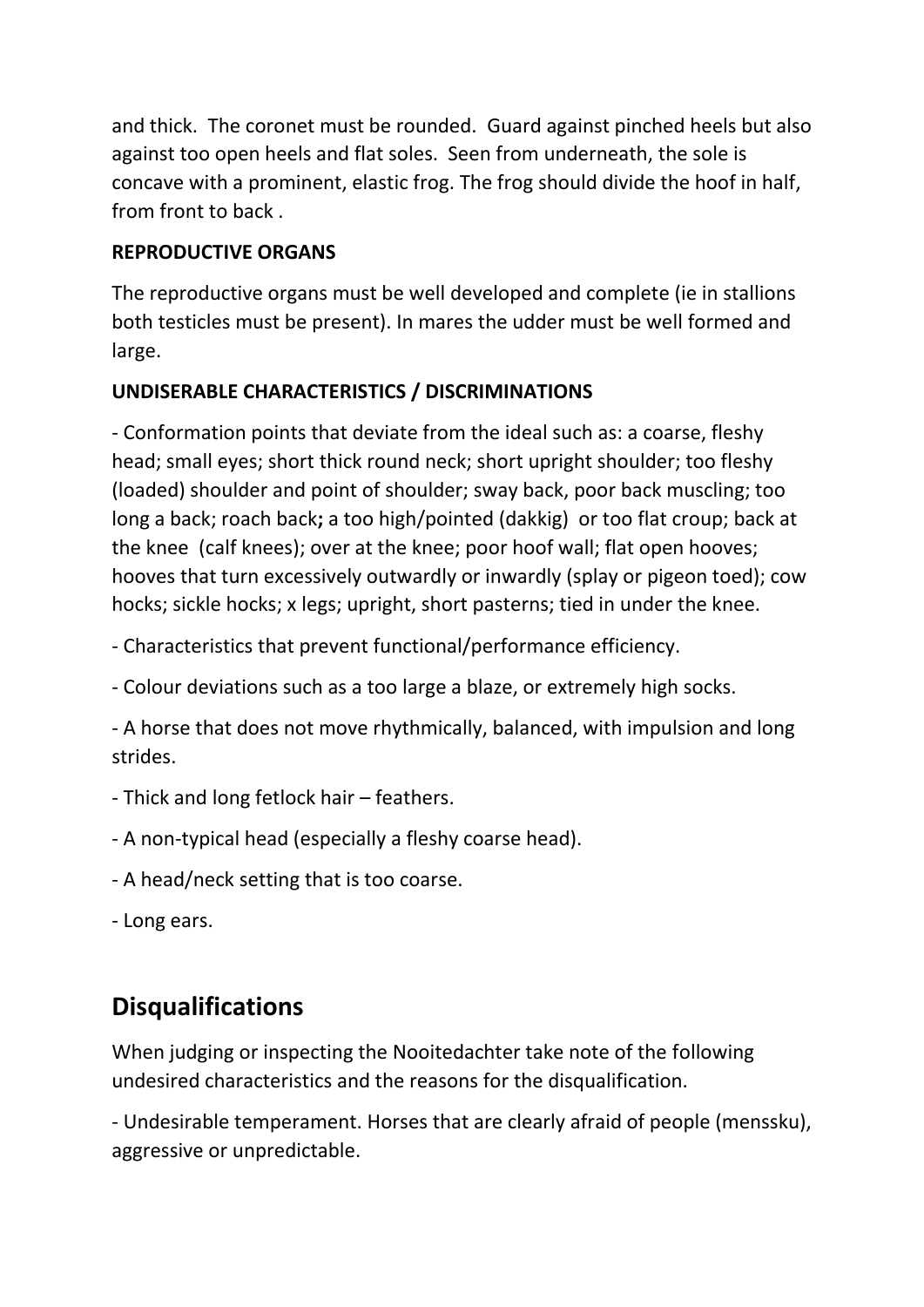and thick. The coronet must be rounded. Guard against pinched heels but also against too open heels and flat soles. Seen from underneath, the sole is concave with a prominent, elastic frog. The frog should divide the hoof in half, from front to back .

**REPRODUCTIVE ORGANS**

The reproductive organs must be well developed and complete (ie in stallions both testicles must be present). In mares the udder must be well formed and large.

**UNDISERABLE CHARACTERISTICS / DISCRIMINATIONS**

- Conformation points that deviate from the ideal such as: a coarse, fleshy head; small eyes; short thick round neck; short upright shoulder; too fleshy (loaded) shoulder and point of shoulder; sway back, poor back muscling; too long a back; roach back**;** a too high/pointed (dakkig) or too flat croup; back at the knee (calf knees); over at the knee; poor hoof wall; flat open hooves; hooves that turn excessively outwardly or inwardly (splay or pigeon toed); cow hocks; sickle hocks; x legs; upright, short pasterns; tied in under the knee.
- Characteristics that prevent functional/performance efficiency.
- Colour deviations such as a too large a blaze, or extremely high socks.
- A horse that does not move rhythmically, balanced, with impulsion and long strides.
- Thick and long fetlock hair – feathers.
- A non-typical head (especially a fleshy coarse head).
- A head/neck setting that is too coarse.
- Long ears.

## Disqualifications

When judging or inspecting the Nooitedachter take note of the following undesired characteristics and the reasons for the disqualification.

- Undesirable temperament. Horses that are clearly afraid of people (menssku), aggressive or unpredictable.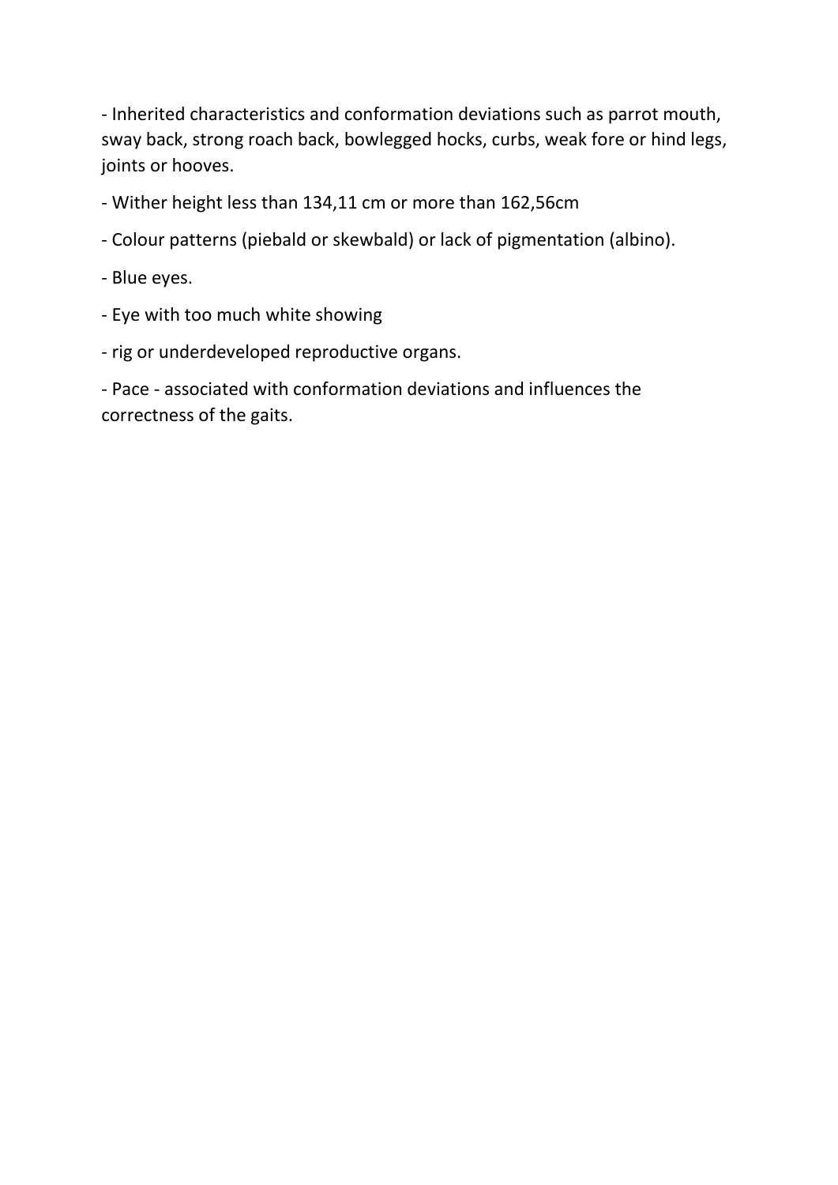- Inherited characteristics and conformation deviations such as parrot mouth, sway back, strong roach back, bowlegged hocks, curbs, weak fore or hind legs, joints or hooves.

- Wither height less than 134,11 cm or more than 162,56cm

- Colour patterns (piebald or skewbald) or lack of pigmentation (albino).

- Blue eyes.

- Eye with too much white showing

- rig or underdeveloped reproductive organs.

- Pace - associated with conformation deviations and influences the correctness of the gaits.